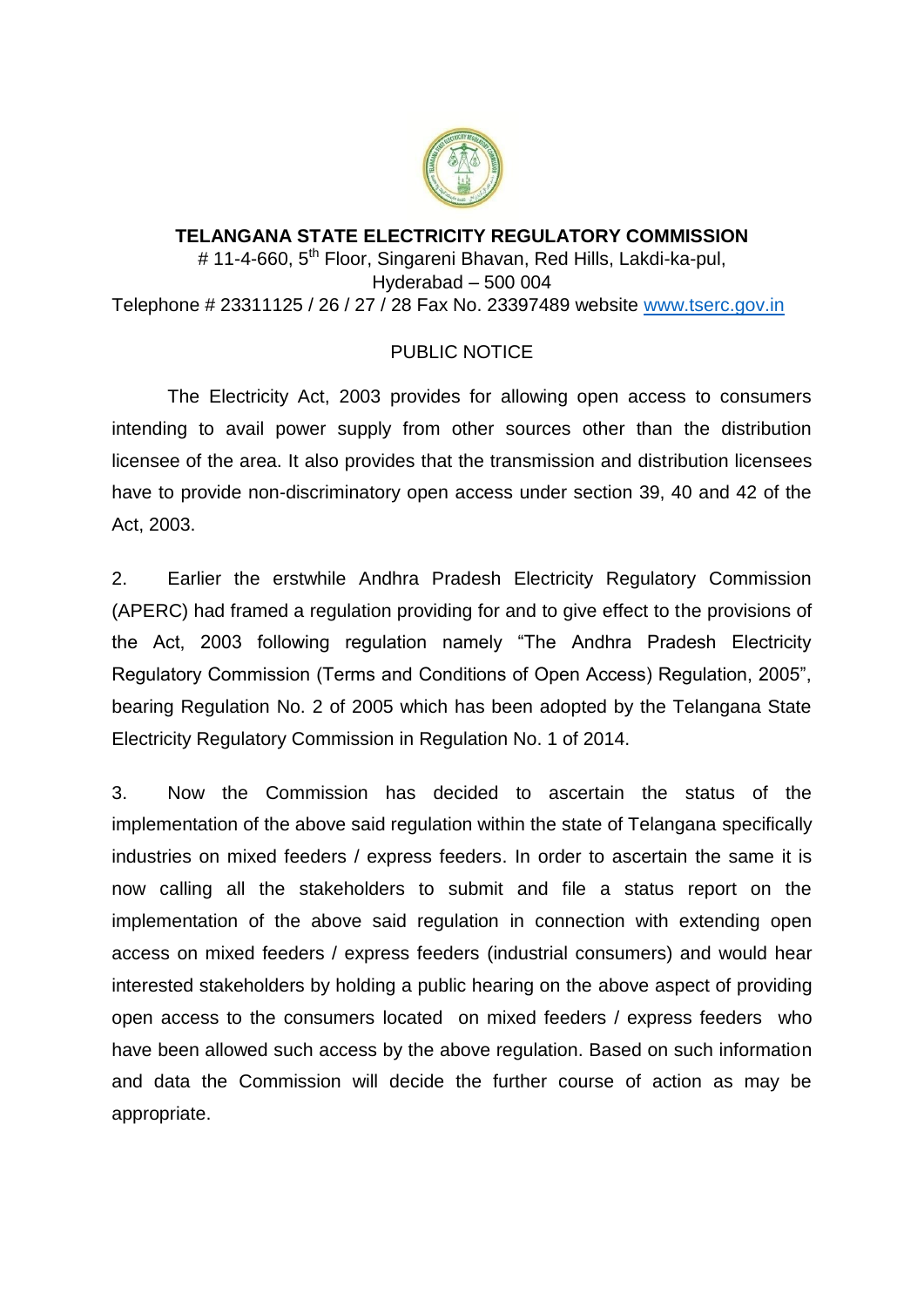**TELANGANA STATE ELECTRICITY REGULATORY COMMISSION**

# 11-4-660, 5th Floor, Singareni Bhavan, Red Hills, Lakdi-ka-pul,
Hyderabad – 500 004
Telephone # 23311125 / 26 / 27 / 28 Fax No. 23397489 website www.tserc.gov.in

PUBLIC NOTICE

The Electricity Act, 2003 provides for allowing open access to consumers intending to avail power supply from other sources other than the distribution licensee of the area. It also provides that the transmission and distribution licensees have to provide non-discriminatory open access under section 39, 40 and 42 of the Act, 2003.

2. Earlier the erstwhile Andhra Pradesh Electricity Regulatory Commission (APERC) had framed a regulation providing for and to give effect to the provisions of the Act, 2003 following regulation namely "The Andhra Pradesh Electricity Regulatory Commission (Terms and Conditions of Open Access) Regulation, 2005", bearing Regulation No. 2 of 2005 which has been adopted by the Telangana State Electricity Regulatory Commission in Regulation No. 1 of 2014.

3. Now the Commission has decided to ascertain the status of the implementation of the above said regulation within the state of Telangana specifically industries on mixed feeders / express feeders. In order to ascertain the same it is now calling all the stakeholders to submit and file a status report on the implementation of the above said regulation in connection with extending open access on mixed feeders / express feeders (industrial consumers) and would hear interested stakeholders by holding a public hearing on the above aspect of providing open access to the consumers located on mixed feeders / express feeders who have been allowed such access by the above regulation. Based on such information and data the Commission will decide the further course of action as may be appropriate.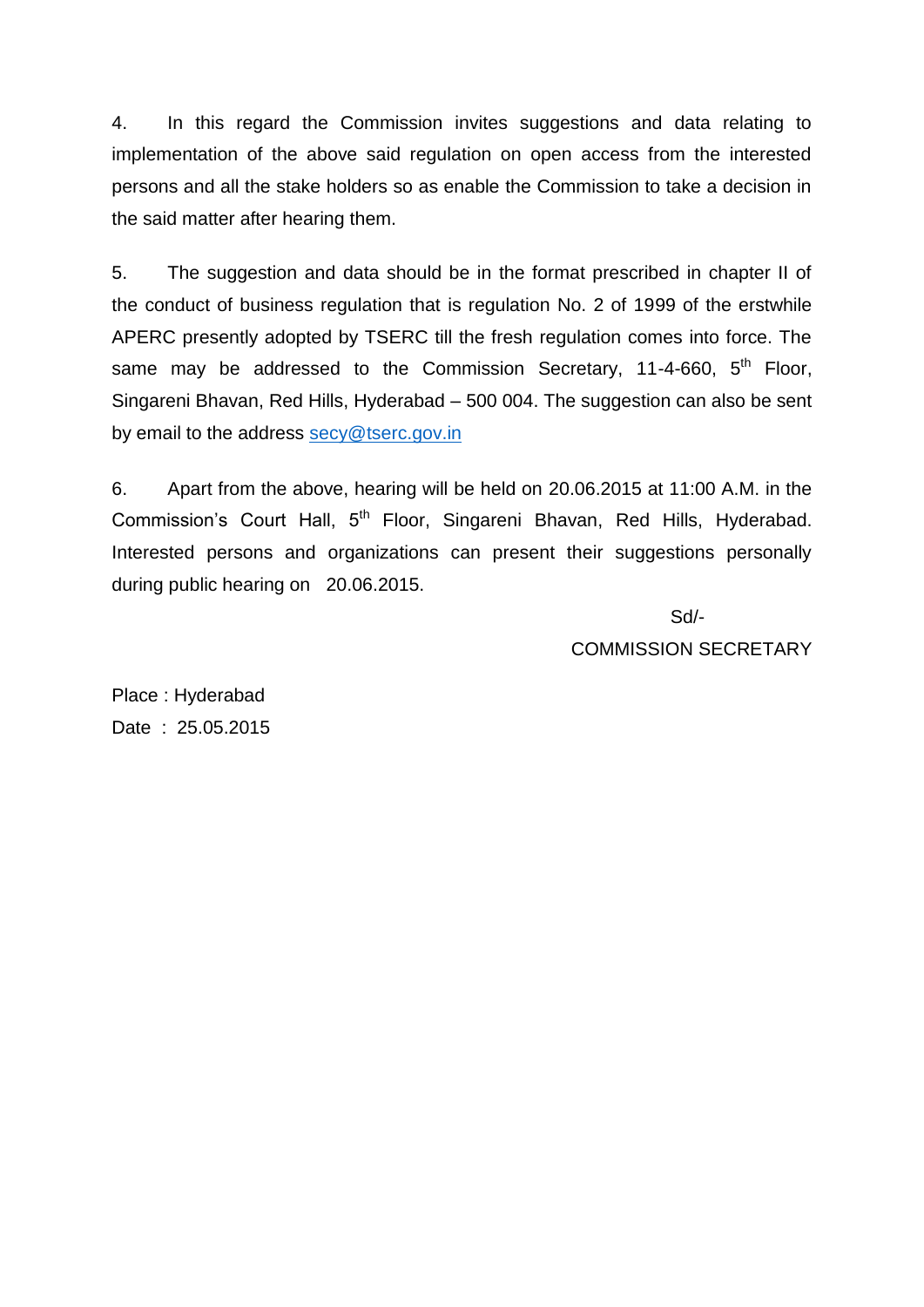4. In this regard the Commission invites suggestions and data relating to implementation of the above said regulation on open access from the interested persons and all the stake holders so as enable the Commission to take a decision in the said matter after hearing them.

5. The suggestion and data should be in the format prescribed in chapter II of the conduct of business regulation that is regulation No. 2 of 1999 of the erstwhile APERC presently adopted by TSERC till the fresh regulation comes into force. The same may be addressed to the Commission Secretary, 11-4-660, 5th Floor, Singareni Bhavan, Red Hills, Hyderabad – 500 004. The suggestion can also be sent by email to the address secy@tserc.gov.in

6. Apart from the above, hearing will be held on 20.06.2015 at 11:00 A.M. in the Commission's Court Hall, 5th Floor, Singareni Bhavan, Red Hills, Hyderabad. Interested persons and organizations can present their suggestions personally during public hearing on 20.06.2015.

Sd/-
COMMISSION SECRETARY

Place : Hyderabad
Date : 25.05.2015